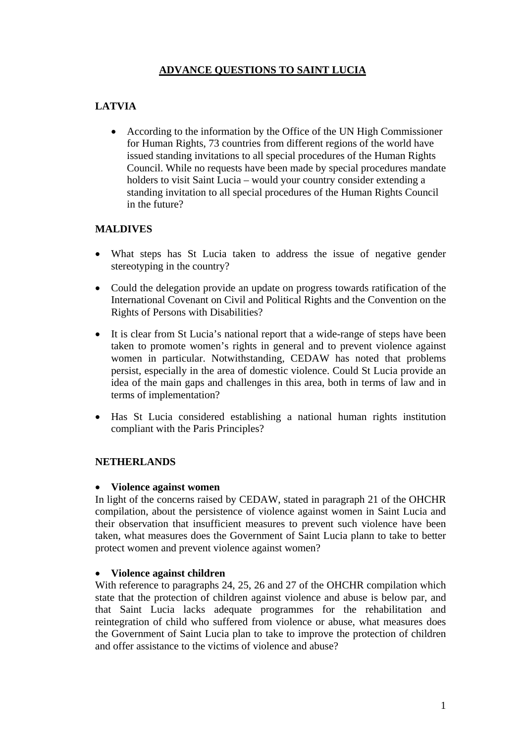# ADVANCE QUESTIONS TO SAINT LUCIA

## LATVIA

- According to the information by the Office of the UN High Commissioner for Human Rights, 73 countries from different regions of the world have issued standing invitations to all special procedures of the Human Rights Council. While no requests have been made by special procedures mandate holders to visit Saint Lucia – would your country consider extending a standing invitation to all special procedures of the Human Rights Council in the future?

## MALDIVES

- What steps has St Lucia taken to address the issue of negative gender stereotyping in the country?
- Could the delegation provide an update on progress towards ratification of the International Covenant on Civil and Political Rights and the Convention on the Rights of Persons with Disabilities?
- It is clear from St Lucia's national report that a wide-range of steps have been taken to promote women's rights in general and to prevent violence against women in particular. Notwithstanding, CEDAW has noted that problems persist, especially in the area of domestic violence. Could St Lucia provide an idea of the main gaps and challenges in this area, both in terms of law and in terms of implementation?
- Has St Lucia considered establishing a national human rights institution compliant with the Paris Principles?

## NETHERLANDS

- **Violence against women**

In light of the concerns raised by CEDAW, stated in paragraph 21 of the OHCHR compilation, about the persistence of violence against women in Saint Lucia and their observation that insufficient measures to prevent such violence have been taken, what measures does the Government of Saint Lucia plann to take to better protect women and prevent violence against women?

- **Violence against children**

With reference to paragraphs 24, 25, 26 and 27 of the OHCHR compilation which state that the protection of children against violence and abuse is below par, and that Saint Lucia lacks adequate programmes for the rehabilitation and reintegration of child who suffered from violence or abuse, what measures does the Government of Saint Lucia plan to take to improve the protection of children and offer assistance to the victims of violence and abuse?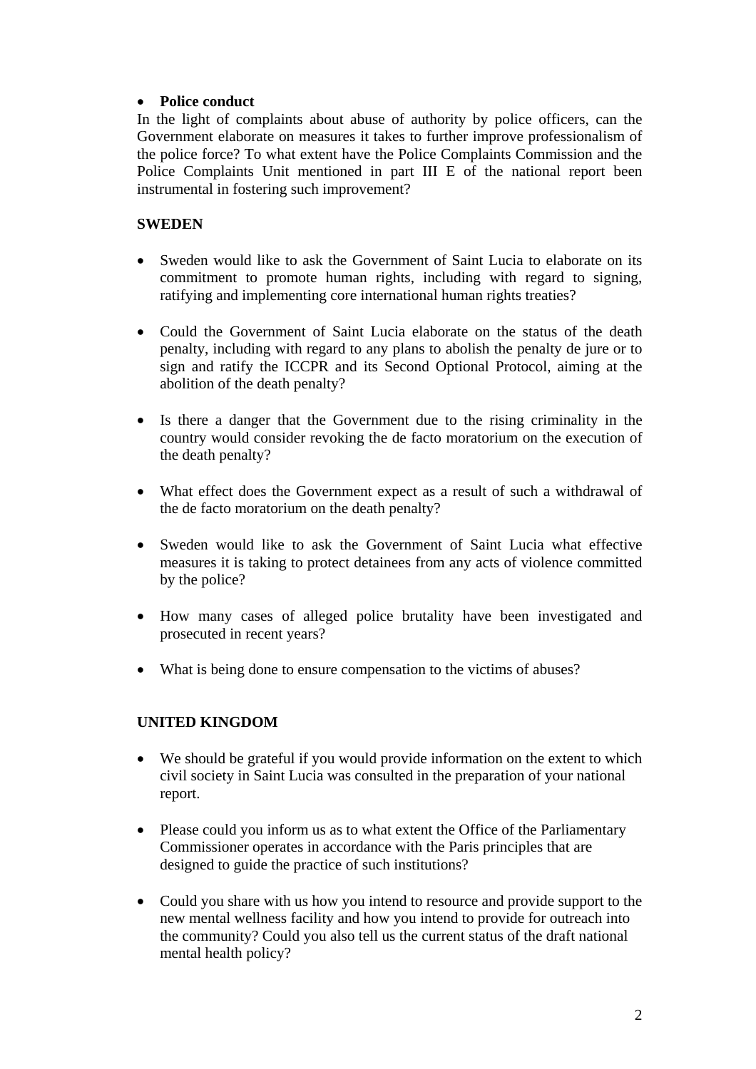- **Police conduct**

In the light of complaints about abuse of authority by police officers, can the Government elaborate on measures it takes to further improve professionalism of the police force? To what extent have the Police Complaints Commission and the Police Complaints Unit mentioned in part III E of the national report been instrumental in fostering such improvement?

**SWEDEN**

- Sweden would like to ask the Government of Saint Lucia to elaborate on its commitment to promote human rights, including with regard to signing, ratifying and implementing core international human rights treaties?
- Could the Government of Saint Lucia elaborate on the status of the death penalty, including with regard to any plans to abolish the penalty de jure or to sign and ratify the ICCPR and its Second Optional Protocol, aiming at the abolition of the death penalty?
- Is there a danger that the Government due to the rising criminality in the country would consider revoking the de facto moratorium on the execution of the death penalty?
- What effect does the Government expect as a result of such a withdrawal of the de facto moratorium on the death penalty?
- Sweden would like to ask the Government of Saint Lucia what effective measures it is taking to protect detainees from any acts of violence committed by the police?
- How many cases of alleged police brutality have been investigated and prosecuted in recent years?
- What is being done to ensure compensation to the victims of abuses?

**UNITED KINGDOM**

- We should be grateful if you would provide information on the extent to which civil society in Saint Lucia was consulted in the preparation of your national report.
- Please could you inform us as to what extent the Office of the Parliamentary Commissioner operates in accordance with the Paris principles that are designed to guide the practice of such institutions?
- Could you share with us how you intend to resource and provide support to the new mental wellness facility and how you intend to provide for outreach into the community? Could you also tell us the current status of the draft national mental health policy?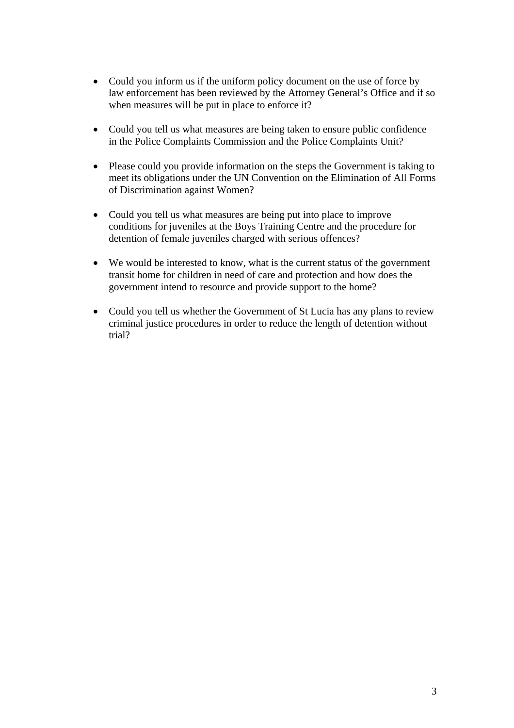- Could you inform us if the uniform policy document on the use of force by law enforcement has been reviewed by the Attorney General's Office and if so when measures will be put in place to enforce it?

- Could you tell us what measures are being taken to ensure public confidence in the Police Complaints Commission and the Police Complaints Unit?

- Please could you provide information on the steps the Government is taking to meet its obligations under the UN Convention on the Elimination of All Forms of Discrimination against Women?

- Could you tell us what measures are being put into place to improve conditions for juveniles at the Boys Training Centre and the procedure for detention of female juveniles charged with serious offences?

- We would be interested to know, what is the current status of the government transit home for children in need of care and protection and how does the government intend to resource and provide support to the home?

- Could you tell us whether the Government of St Lucia has any plans to review criminal justice procedures in order to reduce the length of detention without trial?